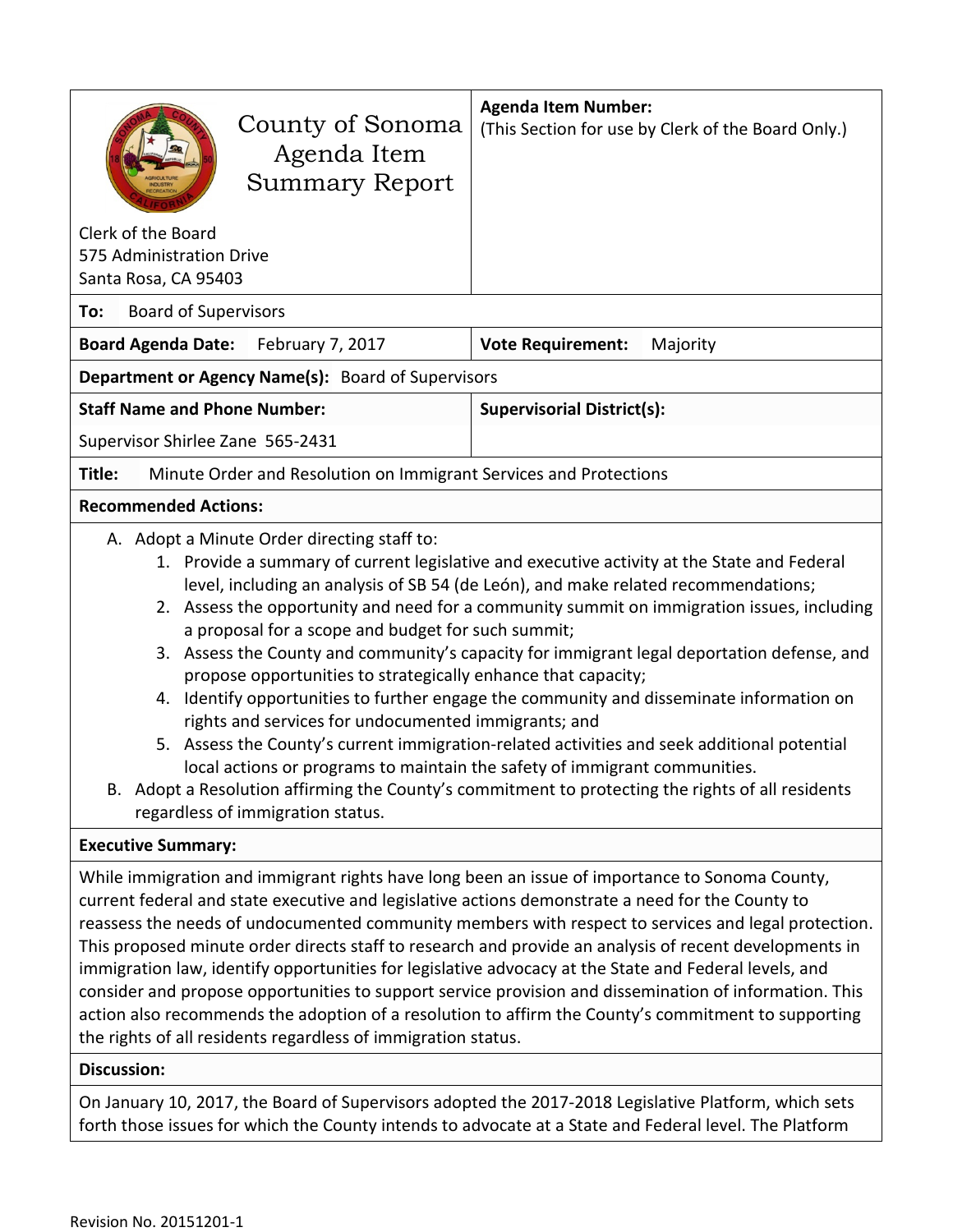# County of Sonoma Agenda Item Summary Report

Clerk of the Board
575 Administration Drive
Santa Rosa, CA 95403

**Agenda Item Number:**
(This Section for use by Clerk of the Board Only.)

**To:** Board of Supervisors

**Board Agenda Date:** February 7, 2017

**Vote Requirement:** Majority

**Department or Agency Name(s):** Board of Supervisors

**Staff Name and Phone Number:**

Supervisor Shirlee Zane 565-2431

**Supervisorial District(s):**

**Title:** Minute Order and Resolution on Immigrant Services and Protections

**Recommended Actions:**

A. Adopt a Minute Order directing staff to:
   1. Provide a summary of current legislative and executive activity at the State and Federal level, including an analysis of SB 54 (de León), and make related recommendations;
   2. Assess the opportunity and need for a community summit on immigration issues, including a proposal for a scope and budget for such summit;
   3. Assess the County and community's capacity for immigrant legal deportation defense, and propose opportunities to strategically enhance that capacity;
   4. Identify opportunities to further engage the community and disseminate information on rights and services for undocumented immigrants; and
   5. Assess the County's current immigration-related activities and seek additional potential local actions or programs to maintain the safety of immigrant communities.

B. Adopt a Resolution affirming the County's commitment to protecting the rights of all residents regardless of immigration status.

**Executive Summary:**

While immigration and immigrant rights have long been an issue of importance to Sonoma County, current federal and state executive and legislative actions demonstrate a need for the County to reassess the needs of undocumented community members with respect to services and legal protection. This proposed minute order directs staff to research and provide an analysis of recent developments in immigration law, identify opportunities for legislative advocacy at the State and Federal levels, and consider and propose opportunities to support service provision and dissemination of information. This action also recommends the adoption of a resolution to affirm the County's commitment to supporting the rights of all residents regardless of immigration status.

**Discussion:**

On January 10, 2017, the Board of Supervisors adopted the 2017-2018 Legislative Platform, which sets forth those issues for which the County intends to advocate at a State and Federal level. The Platform

Revision No. 20151201-1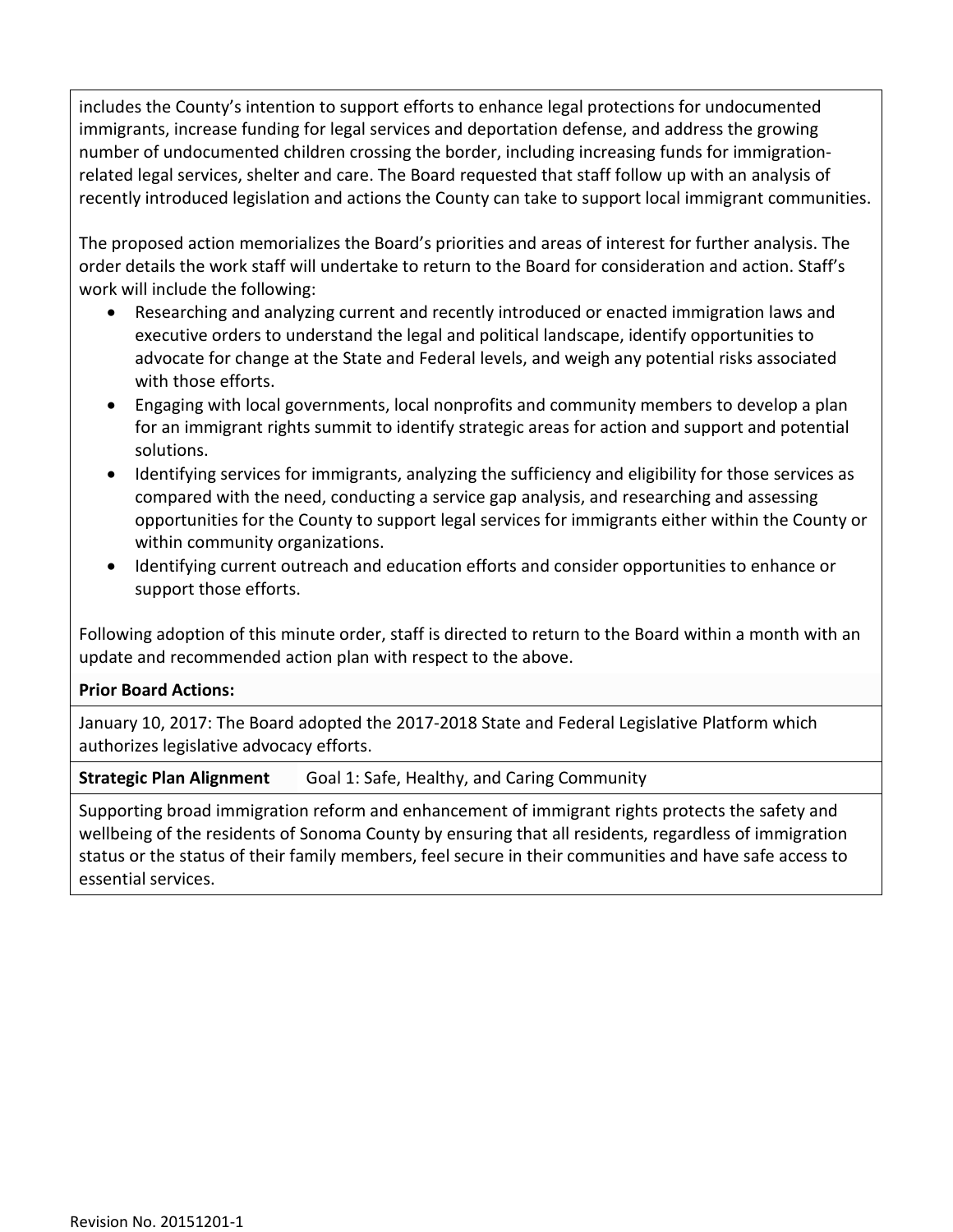includes the County's intention to support efforts to enhance legal protections for undocumented immigrants, increase funding for legal services and deportation defense, and address the growing number of undocumented children crossing the border, including increasing funds for immigration-related legal services, shelter and care. The Board requested that staff follow up with an analysis of recently introduced legislation and actions the County can take to support local immigrant communities.

The proposed action memorializes the Board's priorities and areas of interest for further analysis. The order details the work staff will undertake to return to the Board for consideration and action. Staff's work will include the following:

- Researching and analyzing current and recently introduced or enacted immigration laws and executive orders to understand the legal and political landscape, identify opportunities to advocate for change at the State and Federal levels, and weigh any potential risks associated with those efforts.
- Engaging with local governments, local nonprofits and community members to develop a plan for an immigrant rights summit to identify strategic areas for action and support and potential solutions.
- Identifying services for immigrants, analyzing the sufficiency and eligibility for those services as compared with the need, conducting a service gap analysis, and researching and assessing opportunities for the County to support legal services for immigrants either within the County or within community organizations.
- Identifying current outreach and education efforts and consider opportunities to enhance or support those efforts.

Following adoption of this minute order, staff is directed to return to the Board within a month with an update and recommended action plan with respect to the above.

**Prior Board Actions:**

January 10, 2017: The Board adopted the 2017-2018 State and Federal Legislative Platform which authorizes legislative advocacy efforts.

**Strategic Plan Alignment** Goal 1: Safe, Healthy, and Caring Community

Supporting broad immigration reform and enhancement of immigrant rights protects the safety and wellbeing of the residents of Sonoma County by ensuring that all residents, regardless of immigration status or the status of their family members, feel secure in their communities and have safe access to essential services.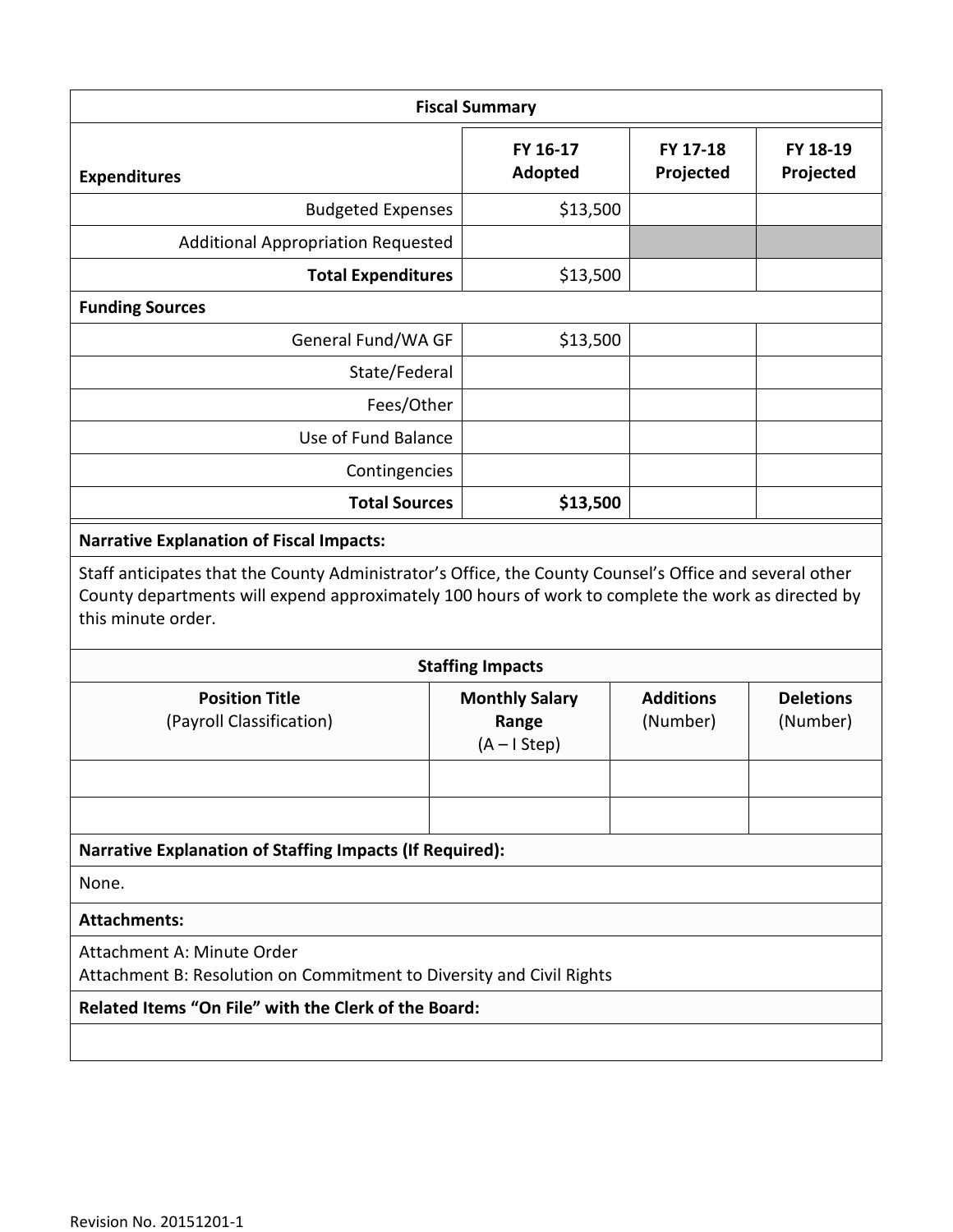| Fiscal Summary | | | |
|---|---|---|---|
| **Expenditures** | **FY 16-17 Adopted** | **FY 17-18 Projected** | **FY 18-19 Projected** |
| Budgeted Expenses | $13,500 | | |
| Additional Appropriation Requested | | | |
| **Total Expenditures** | $13,500 | | |
| **Funding Sources** | | | |
| General Fund/WA GF | $13,500 | | |
| State/Federal | | | |
| Fees/Other | | | |
| Use of Fund Balance | | | |
| Contingencies | | | |
| **Total Sources** | **$13,500** | | |

**Narrative Explanation of Fiscal Impacts:**

Staff anticipates that the County Administrator's Office, the County Counsel's Office and several other County departments will expend approximately 100 hours of work to complete the work as directed by this minute order.

| Staffing Impacts | | | |
|---|---|---|---|
| **Position Title** (Payroll Classification) | **Monthly Salary Range** (A – I Step) | **Additions** (Number) | **Deletions** (Number) |
| | | | |
| | | | |

**Narrative Explanation of Staffing Impacts (If Required):**

None.

**Attachments:**

Attachment A: Minute Order
Attachment B: Resolution on Commitment to Diversity and Civil Rights

**Related Items "On File" with the Clerk of the Board:**

Revision No. 20151201-1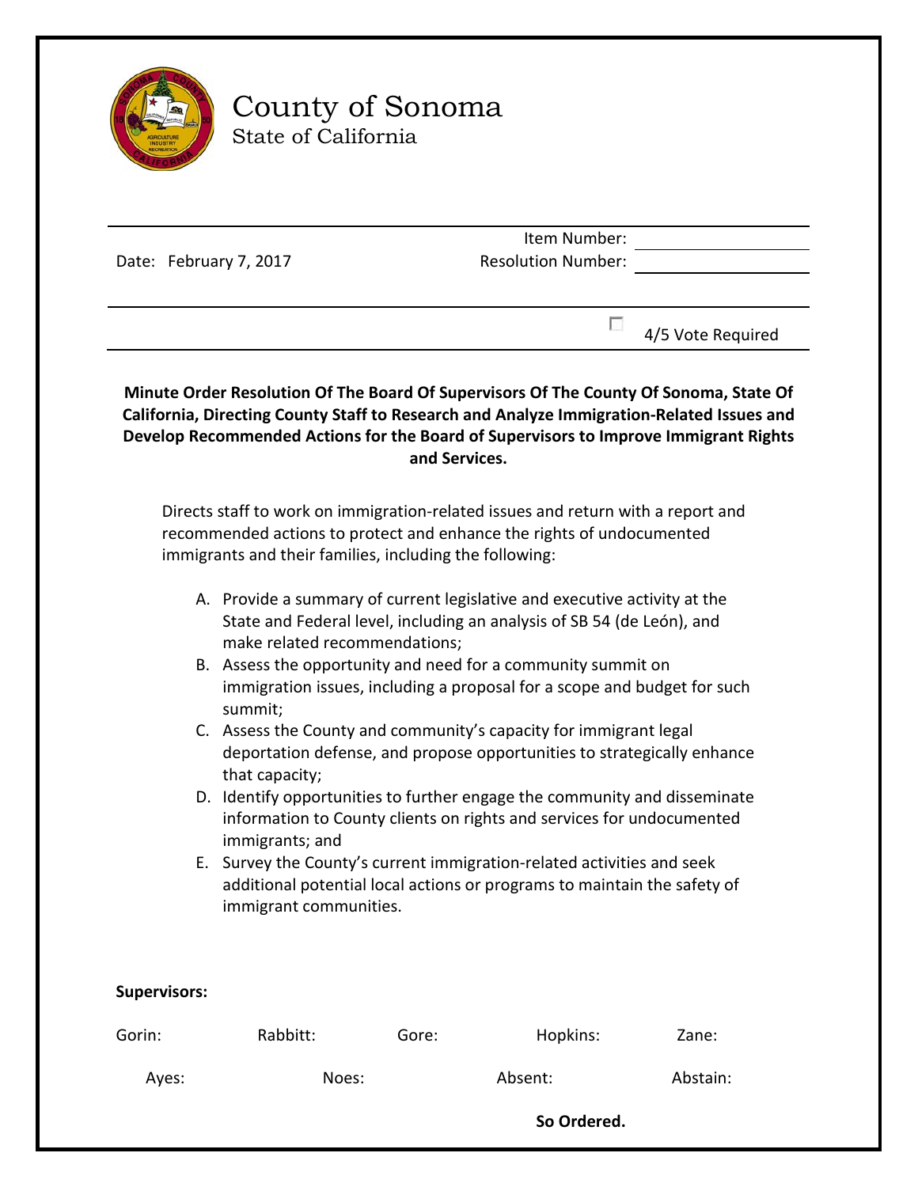# County of Sonoma

State of California

Date: February 7, 2017

Item Number:

Resolution Number:

☐ 4/5 Vote Required

**Minute Order Resolution Of The Board Of Supervisors Of The County Of Sonoma, State Of California, Directing County Staff to Research and Analyze Immigration-Related Issues and Develop Recommended Actions for the Board of Supervisors to Improve Immigrant Rights and Services.**

Directs staff to work on immigration-related issues and return with a report and recommended actions to protect and enhance the rights of undocumented immigrants and their families, including the following:

A. Provide a summary of current legislative and executive activity at the State and Federal level, including an analysis of SB 54 (de León), and make related recommendations;

B. Assess the opportunity and need for a community summit on immigration issues, including a proposal for a scope and budget for such summit;

C. Assess the County and community's capacity for immigrant legal deportation defense, and propose opportunities to strategically enhance that capacity;

D. Identify opportunities to further engage the community and disseminate information to County clients on rights and services for undocumented immigrants; and

E. Survey the County's current immigration-related activities and seek additional potential local actions or programs to maintain the safety of immigrant communities.

**Supervisors:**

Gorin: Rabbitt: Gore: Hopkins: Zane:

Ayes: Noes: Absent: Abstain:

**So Ordered.**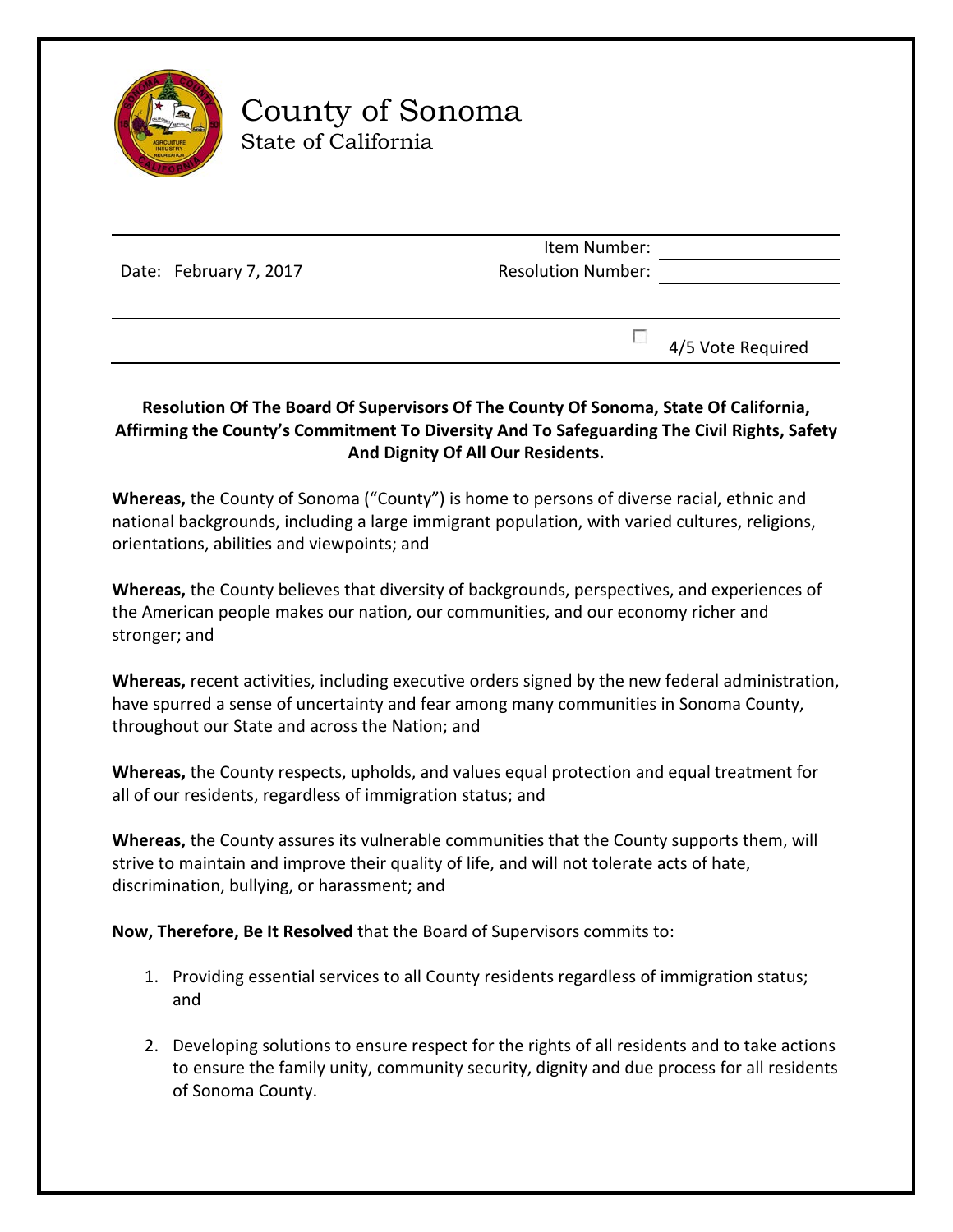# County of Sonoma

State of California

| | |
|---|---|
| Date: February 7, 2017 | Item Number: |
| | Resolution Number: |

☐ 4/5 Vote Required

**Resolution Of The Board Of Supervisors Of The County Of Sonoma, State Of California, Affirming the County's Commitment To Diversity And To Safeguarding The Civil Rights, Safety And Dignity Of All Our Residents.**

**Whereas,** the County of Sonoma ("County") is home to persons of diverse racial, ethnic and national backgrounds, including a large immigrant population, with varied cultures, religions, orientations, abilities and viewpoints; and

**Whereas,** the County believes that diversity of backgrounds, perspectives, and experiences of the American people makes our nation, our communities, and our economy richer and stronger; and

**Whereas,** recent activities, including executive orders signed by the new federal administration, have spurred a sense of uncertainty and fear among many communities in Sonoma County, throughout our State and across the Nation; and

**Whereas,** the County respects, upholds, and values equal protection and equal treatment for all of our residents, regardless of immigration status; and

**Whereas,** the County assures its vulnerable communities that the County supports them, will strive to maintain and improve their quality of life, and will not tolerate acts of hate, discrimination, bullying, or harassment; and

**Now, Therefore, Be It Resolved** that the Board of Supervisors commits to:

1. Providing essential services to all County residents regardless of immigration status; and

2. Developing solutions to ensure respect for the rights of all residents and to take actions to ensure the family unity, community security, dignity and due process for all residents of Sonoma County.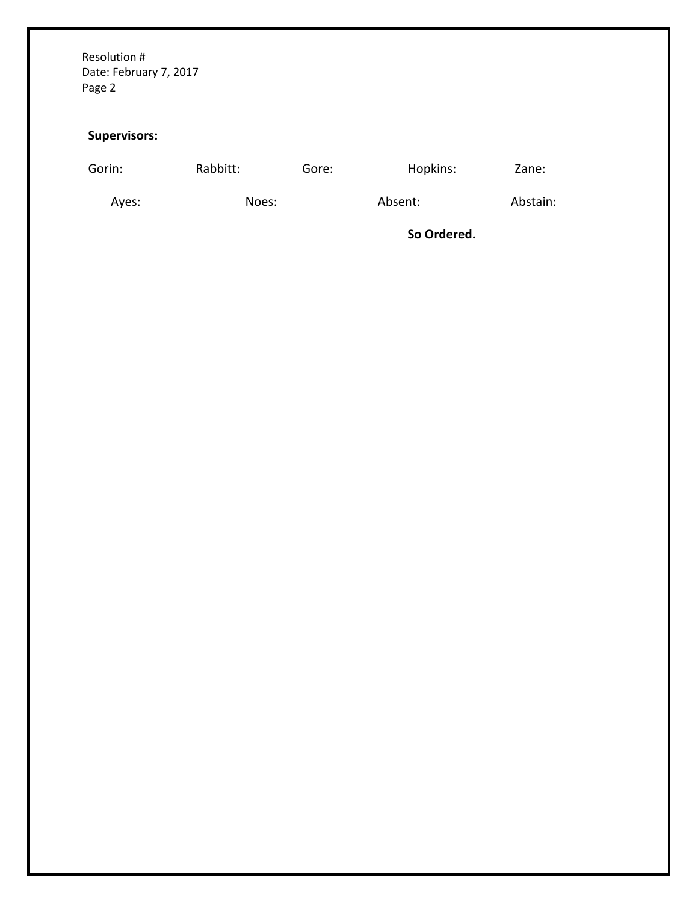Resolution #
Date: February 7, 2017
Page 2

**Supervisors:**

Gorin: Rabbitt: Gore: Hopkins: Zane:

Ayes: Noes: Absent: Abstain:

**So Ordered.**